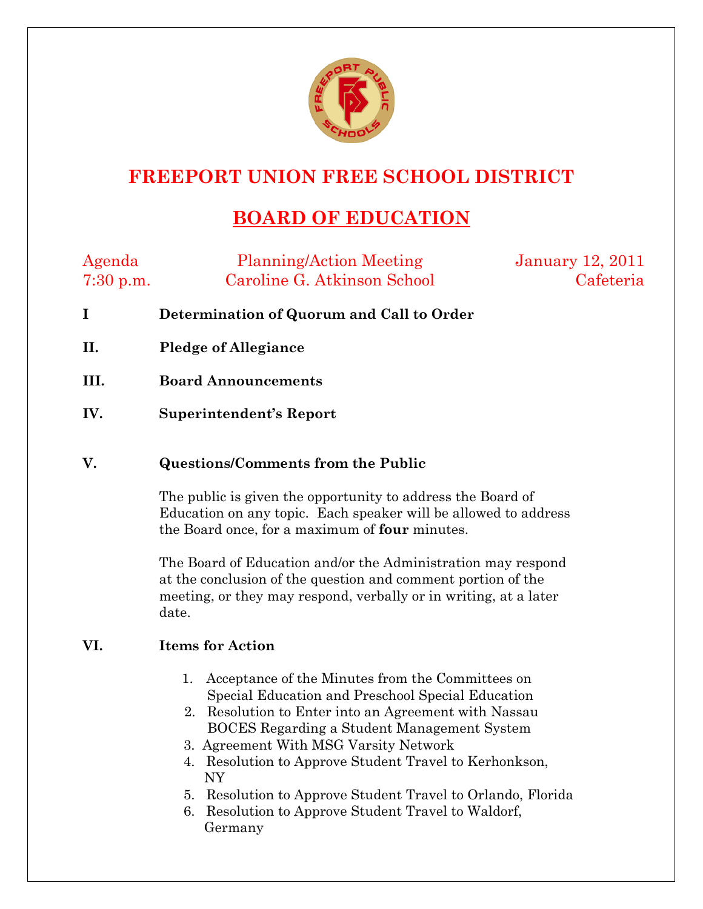# FREEPORT UNION FREE SCHOOL DISTRICT

## BOARD OF EDUCATION

| Agenda | Planning/Action Meeting | January 12, 2011 |
|---|---|---|
| 7:30 p.m. | Caroline G. Atkinson School | Cafeteria |

**I Determination of Quorum and Call to Order**

**II. Pledge of Allegiance**

**III. Board Announcements**

**IV. Superintendent's Report**

**V. Questions/Comments from the Public**

The public is given the opportunity to address the Board of Education on any topic. Each speaker will be allowed to address the Board once, for a maximum of **four** minutes.

The Board of Education and/or the Administration may respond at the conclusion of the question and comment portion of the meeting, or they may respond, verbally or in writing, at a later date.

**VI. Items for Action**

1. Acceptance of the Minutes from the Committees on Special Education and Preschool Special Education
2. Resolution to Enter into an Agreement with Nassau BOCES Regarding a Student Management System
3. Agreement With MSG Varsity Network
4. Resolution to Approve Student Travel to Kerhonkson, NY
5. Resolution to Approve Student Travel to Orlando, Florida
6. Resolution to Approve Student Travel to Waldorf, Germany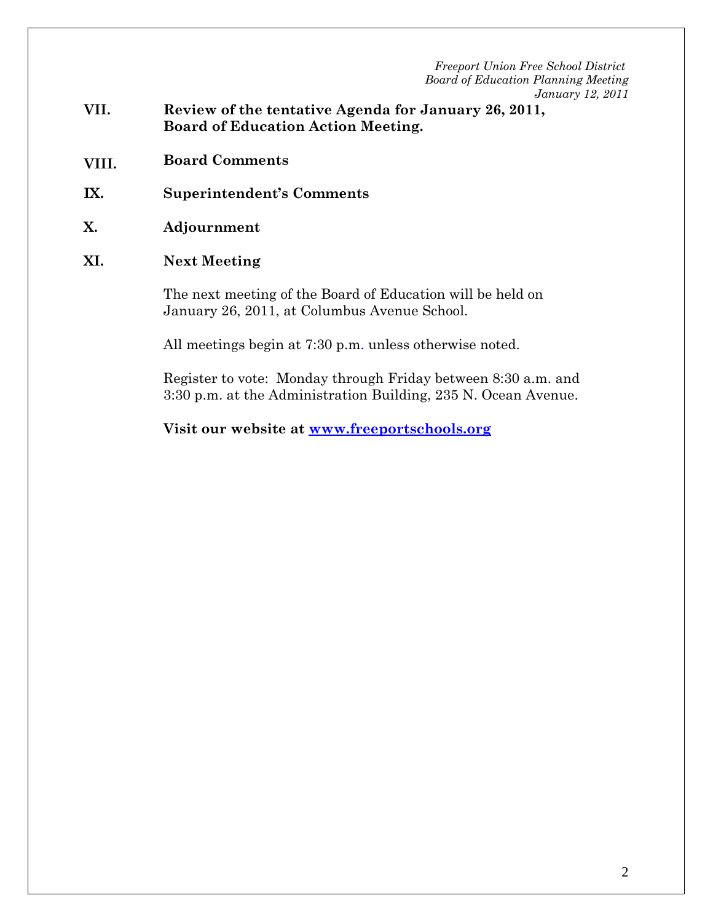**VII. Review of the tentative Agenda for January 26, 2011, Board of Education Action Meeting.**

**VIII. Board Comments**

**IX. Superintendent's Comments**

**X. Adjournment**

**XI. Next Meeting**

The next meeting of the Board of Education will be held on January 26, 2011, at Columbus Avenue School.

All meetings begin at 7:30 p.m. unless otherwise noted.

Register to vote: Monday through Friday between 8:30 a.m. and 3:30 p.m. at the Administration Building, 235 N. Ocean Avenue.

**Visit our website at www.freeportschools.org**